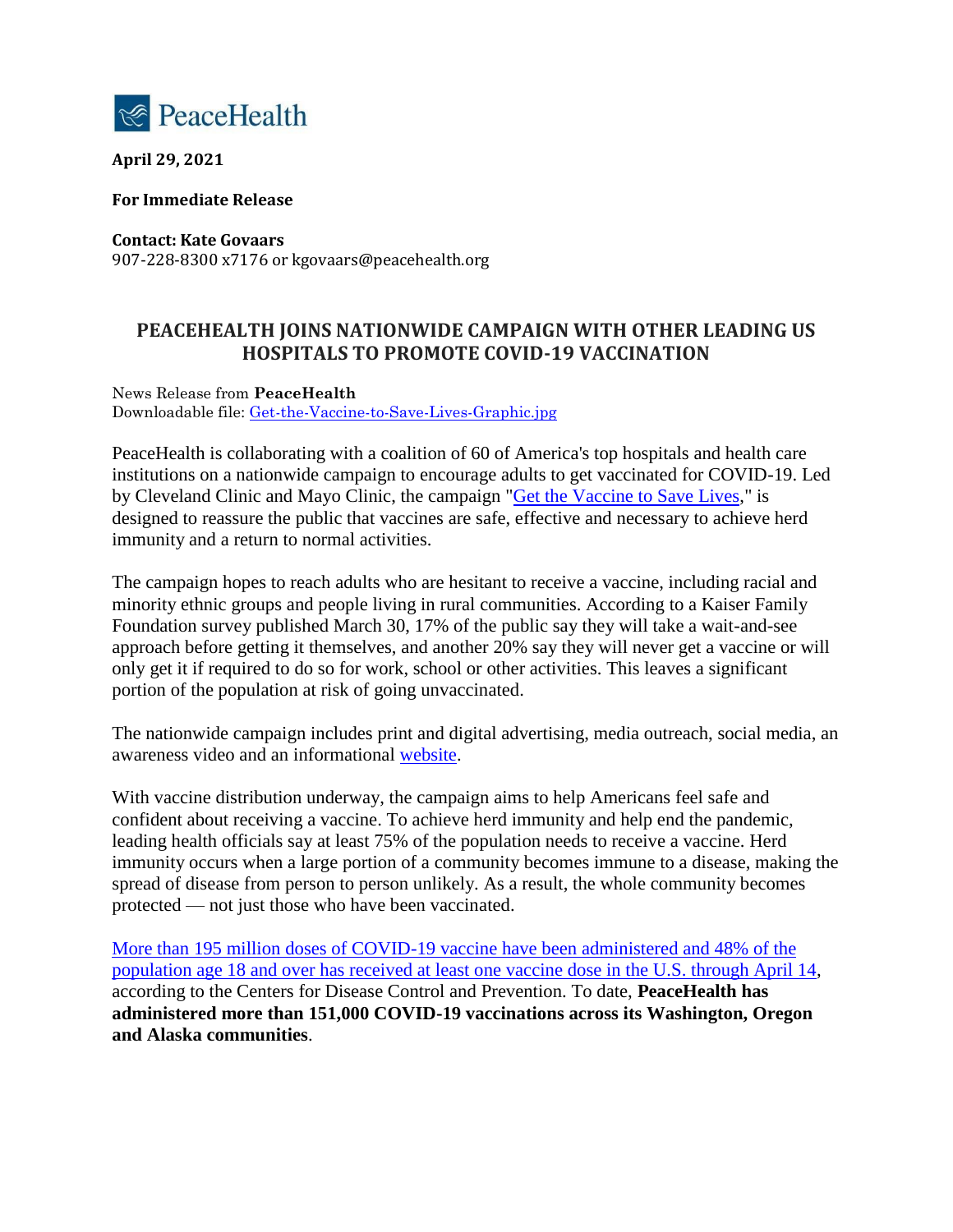PeaceHealth

**April 29, 2021**

**For Immediate Release**

**Contact: Kate Govaars**
907-228-8300 x7176 or kgovaars@peacehealth.org

## PEACEHEALTH JOINS NATIONWIDE CAMPAIGN WITH OTHER LEADING US HOSPITALS TO PROMOTE COVID-19 VACCINATION

News Release from **PeaceHealth**
Downloadable file: Get-the-Vaccine-to-Save-Lives-Graphic.jpg

PeaceHealth is collaborating with a coalition of 60 of America's top hospitals and health care institutions on a nationwide campaign to encourage adults to get vaccinated for COVID-19. Led by Cleveland Clinic and Mayo Clinic, the campaign "Get the Vaccine to Save Lives," is designed to reassure the public that vaccines are safe, effective and necessary to achieve herd immunity and a return to normal activities.

The campaign hopes to reach adults who are hesitant to receive a vaccine, including racial and minority ethnic groups and people living in rural communities. According to a Kaiser Family Foundation survey published March 30, 17% of the public say they will take a wait-and-see approach before getting it themselves, and another 20% say they will never get a vaccine or will only get it if required to do so for work, school or other activities. This leaves a significant portion of the population at risk of going unvaccinated.

The nationwide campaign includes print and digital advertising, media outreach, social media, an awareness video and an informational website.

With vaccine distribution underway, the campaign aims to help Americans feel safe and confident about receiving a vaccine. To achieve herd immunity and help end the pandemic, leading health officials say at least 75% of the population needs to receive a vaccine. Herd immunity occurs when a large portion of a community becomes immune to a disease, making the spread of disease from person to person unlikely. As a result, the whole community becomes protected — not just those who have been vaccinated.

More than 195 million doses of COVID-19 vaccine have been administered and 48% of the population age 18 and over has received at least one vaccine dose in the U.S. through April 14, according to the Centers for Disease Control and Prevention. To date, **PeaceHealth has administered more than 151,000 COVID-19 vaccinations across its Washington, Oregon and Alaska communities**.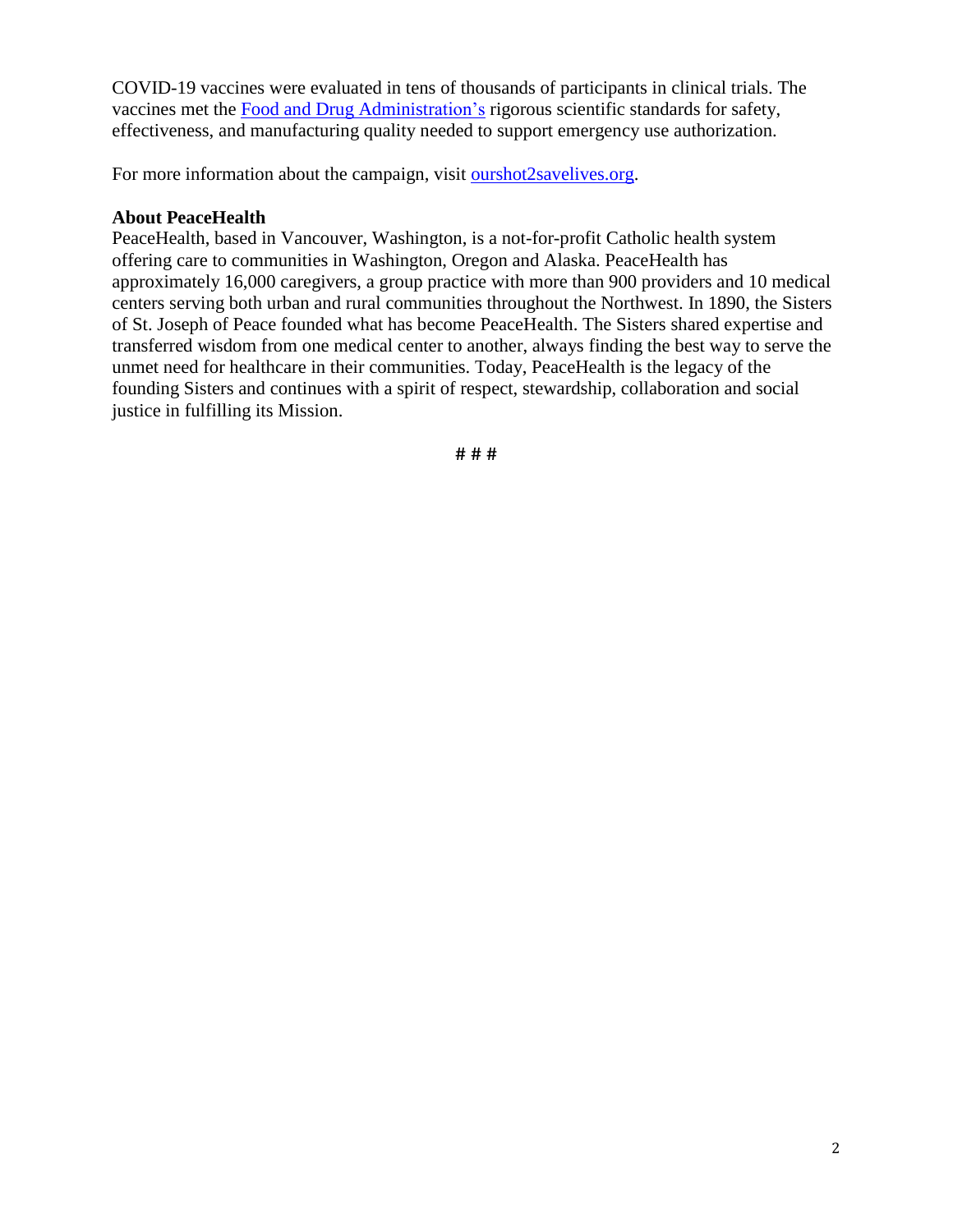COVID-19 vaccines were evaluated in tens of thousands of participants in clinical trials. The vaccines met the Food and Drug Administration's rigorous scientific standards for safety, effectiveness, and manufacturing quality needed to support emergency use authorization.

For more information about the campaign, visit ourshot2savelives.org.

**About PeaceHealth**

PeaceHealth, based in Vancouver, Washington, is a not-for-profit Catholic health system offering care to communities in Washington, Oregon and Alaska. PeaceHealth has approximately 16,000 caregivers, a group practice with more than 900 providers and 10 medical centers serving both urban and rural communities throughout the Northwest. In 1890, the Sisters of St. Joseph of Peace founded what has become PeaceHealth. The Sisters shared expertise and transferred wisdom from one medical center to another, always finding the best way to serve the unmet need for healthcare in their communities. Today, PeaceHealth is the legacy of the founding Sisters and continues with a spirit of respect, stewardship, collaboration and social justice in fulfilling its Mission.

**# # #**